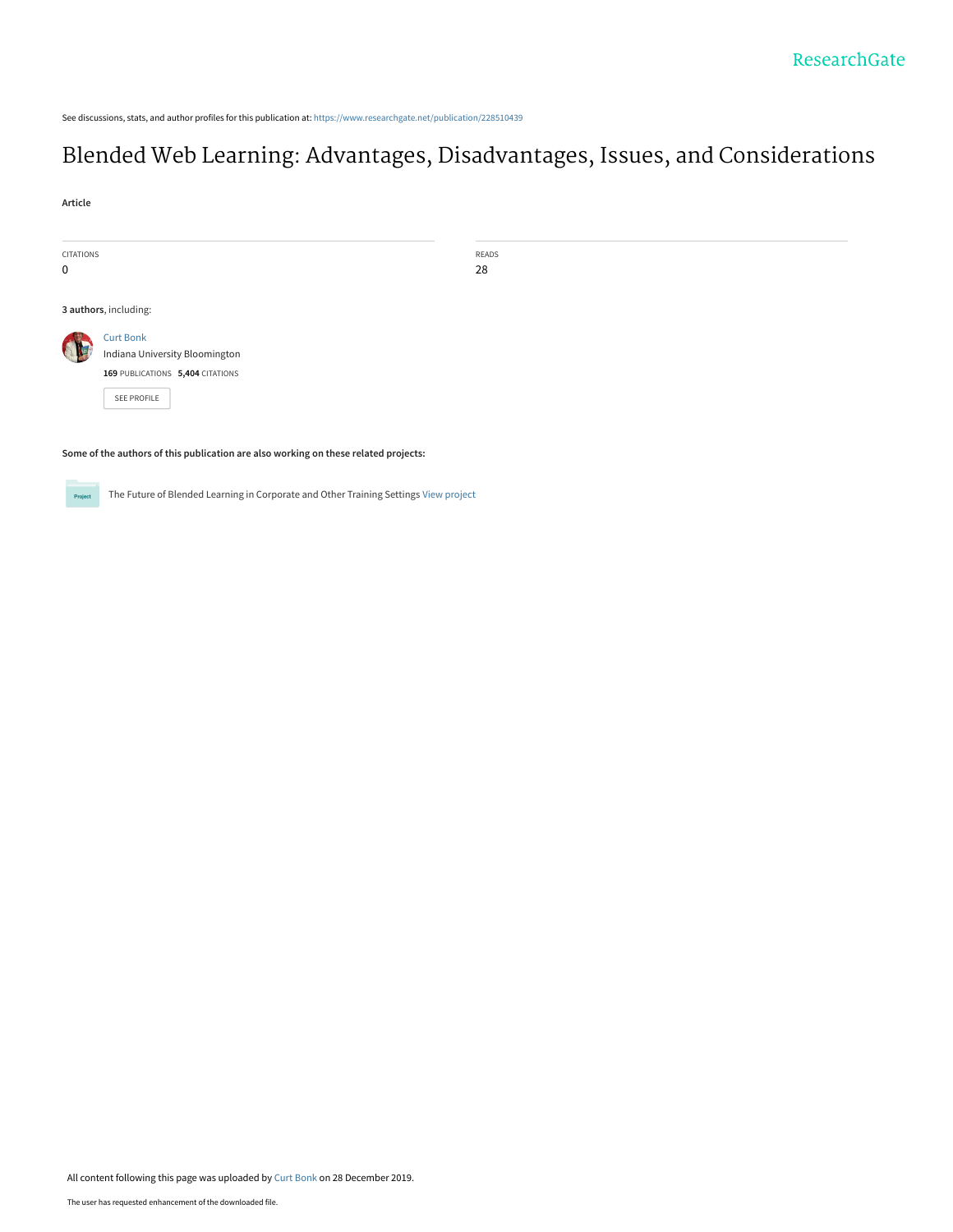ResearchGate

See discussions, stats, and author profiles for this publication at: https://www.researchgate.net/publication/228510439

# Blended Web Learning: Advantages, Disadvantages, Issues, and Considerations

**Article**

| CITATIONS | READS |
|---|---|
| 0 | 28 |

**3 authors**, including:

Curt Bonk
Indiana University Bloomington
**169** PUBLICATIONS **5,404** CITATIONS

SEE PROFILE

**Some of the authors of this publication are also working on these related projects:**

Project: The Future of Blended Learning in Corporate and Other Training Settings View project

All content following this page was uploaded by Curt Bonk on 28 December 2019.

The user has requested enhancement of the downloaded file.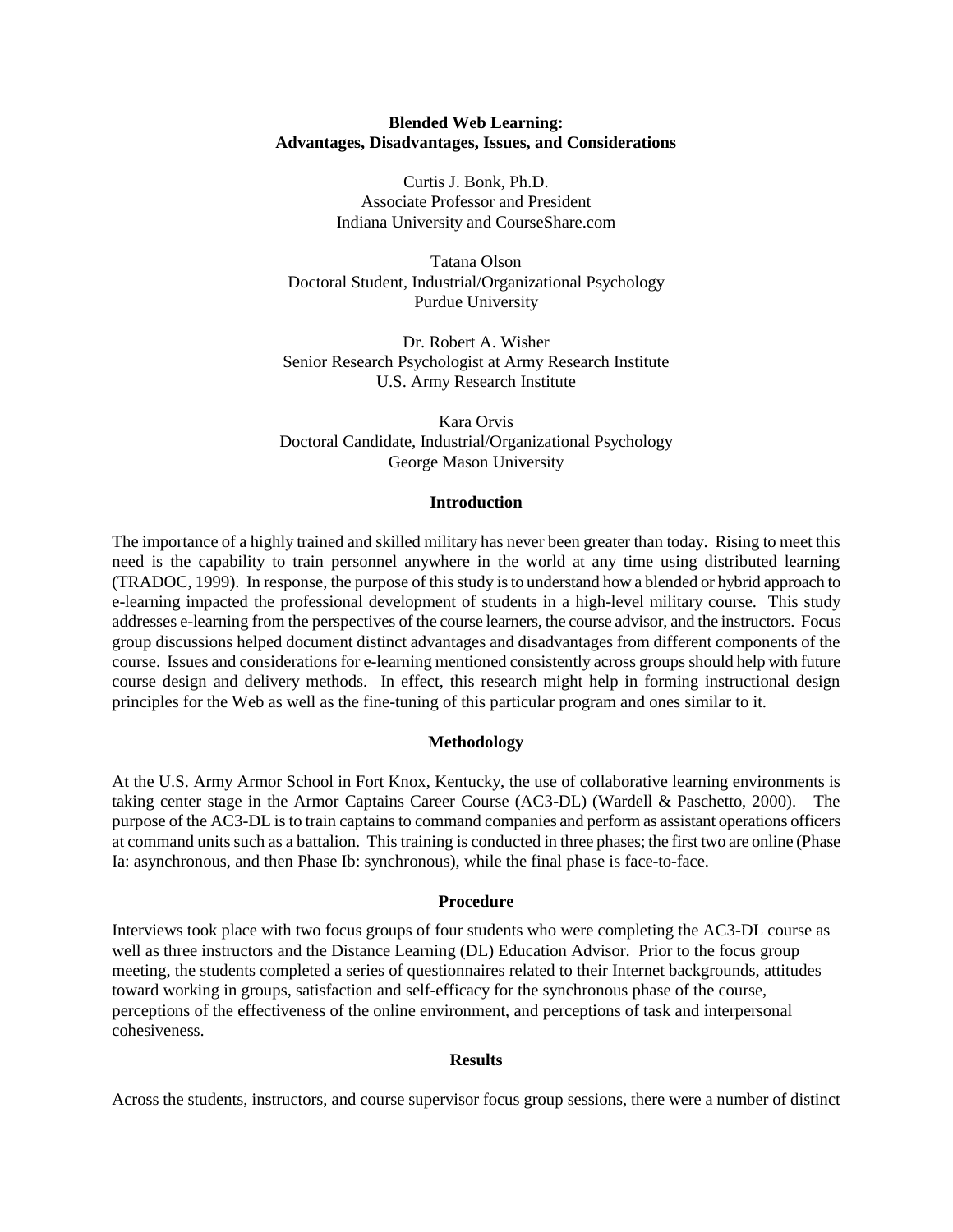**Blended Web Learning:**
**Advantages, Disadvantages, Issues, and Considerations**

Curtis J. Bonk, Ph.D.
Associate Professor and President
Indiana University and CourseShare.com

Tatana Olson
Doctoral Student, Industrial/Organizational Psychology
Purdue University

Dr. Robert A. Wisher
Senior Research Psychologist at Army Research Institute
U.S. Army Research Institute

Kara Orvis
Doctoral Candidate, Industrial/Organizational Psychology
George Mason University

## Introduction

The importance of a highly trained and skilled military has never been greater than today. Rising to meet this need is the capability to train personnel anywhere in the world at any time using distributed learning (TRADOC, 1999). In response, the purpose of this study is to understand how a blended or hybrid approach to e-learning impacted the professional development of students in a high-level military course. This study addresses e-learning from the perspectives of the course learners, the course advisor, and the instructors. Focus group discussions helped document distinct advantages and disadvantages from different components of the course. Issues and considerations for e-learning mentioned consistently across groups should help with future course design and delivery methods. In effect, this research might help in forming instructional design principles for the Web as well as the fine-tuning of this particular program and ones similar to it.

## Methodology

At the U.S. Army Armor School in Fort Knox, Kentucky, the use of collaborative learning environments is taking center stage in the Armor Captains Career Course (AC3-DL) (Wardell & Paschetto, 2000). The purpose of the AC3-DL is to train captains to command companies and perform as assistant operations officers at command units such as a battalion. This training is conducted in three phases; the first two are online (Phase Ia: asynchronous, and then Phase Ib: synchronous), while the final phase is face-to-face.

## Procedure

Interviews took place with two focus groups of four students who were completing the AC3-DL course as well as three instructors and the Distance Learning (DL) Education Advisor. Prior to the focus group meeting, the students completed a series of questionnaires related to their Internet backgrounds, attitudes toward working in groups, satisfaction and self-efficacy for the synchronous phase of the course, perceptions of the effectiveness of the online environment, and perceptions of task and interpersonal cohesiveness.

## Results

Across the students, instructors, and course supervisor focus group sessions, there were a number of distinct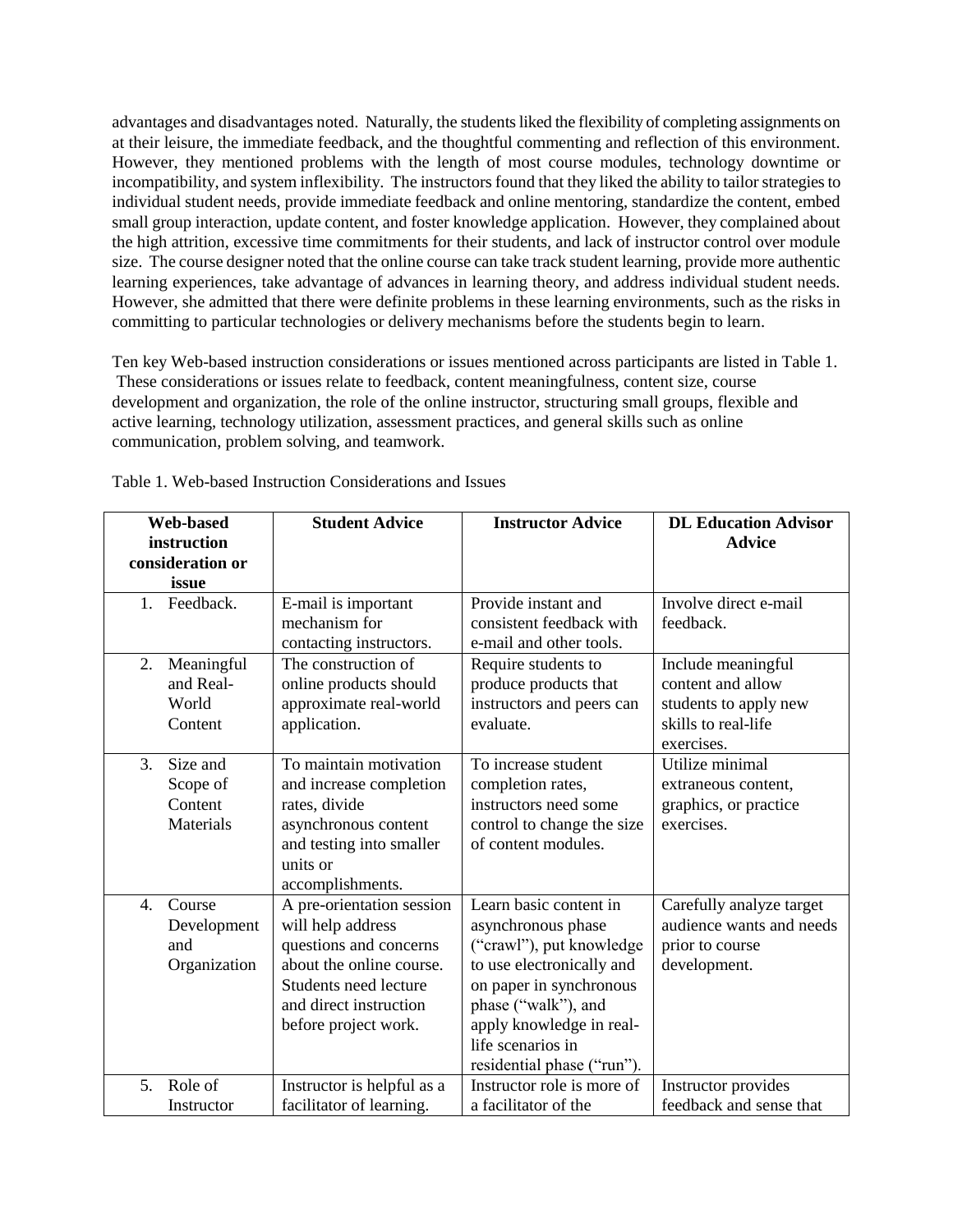advantages and disadvantages noted. Naturally, the students liked the flexibility of completing assignments on at their leisure, the immediate feedback, and the thoughtful commenting and reflection of this environment. However, they mentioned problems with the length of most course modules, technology downtime or incompatibility, and system inflexibility. The instructors found that they liked the ability to tailor strategies to individual student needs, provide immediate feedback and online mentoring, standardize the content, embed small group interaction, update content, and foster knowledge application. However, they complained about the high attrition, excessive time commitments for their students, and lack of instructor control over module size. The course designer noted that the online course can take track student learning, provide more authentic learning experiences, take advantage of advances in learning theory, and address individual student needs. However, she admitted that there were definite problems in these learning environments, such as the risks in committing to particular technologies or delivery mechanisms before the students begin to learn.

Ten key Web-based instruction considerations or issues mentioned across participants are listed in Table 1. These considerations or issues relate to feedback, content meaningfulness, content size, course development and organization, the role of the online instructor, structuring small groups, flexible and active learning, technology utilization, assessment practices, and general skills such as online communication, problem solving, and teamwork.

Table 1. Web-based Instruction Considerations and Issues

| Web-based instruction consideration or issue | Student Advice | Instructor Advice | DL Education Advisor Advice |
|---|---|---|---|
| 1. Feedback. | E-mail is important mechanism for contacting instructors. | Provide instant and consistent feedback with e-mail and other tools. | Involve direct e-mail feedback. |
| 2. Meaningful and Real-World Content | The construction of online products should approximate real-world application. | Require students to produce products that instructors and peers can evaluate. | Include meaningful content and allow students to apply new skills to real-life exercises. |
| 3. Size and Scope of Content Materials | To maintain motivation and increase completion rates, divide asynchronous content and testing into smaller units or accomplishments. | To increase student completion rates, instructors need some control to change the size of content modules. | Utilize minimal extraneous content, graphics, or practice exercises. |
| 4. Course Development and Organization | A pre-orientation session will help address questions and concerns about the online course. Students need lecture and direct instruction before project work. | Learn basic content in asynchronous phase ("crawl"), put knowledge to use electronically and on paper in synchronous phase ("walk"), and apply knowledge in real-life scenarios in residential phase ("run"). | Carefully analyze target audience wants and needs prior to course development. |
| 5. Role of Instructor | Instructor is helpful as a facilitator of learning. | Instructor role is more of a facilitator of the | Instructor provides feedback and sense that |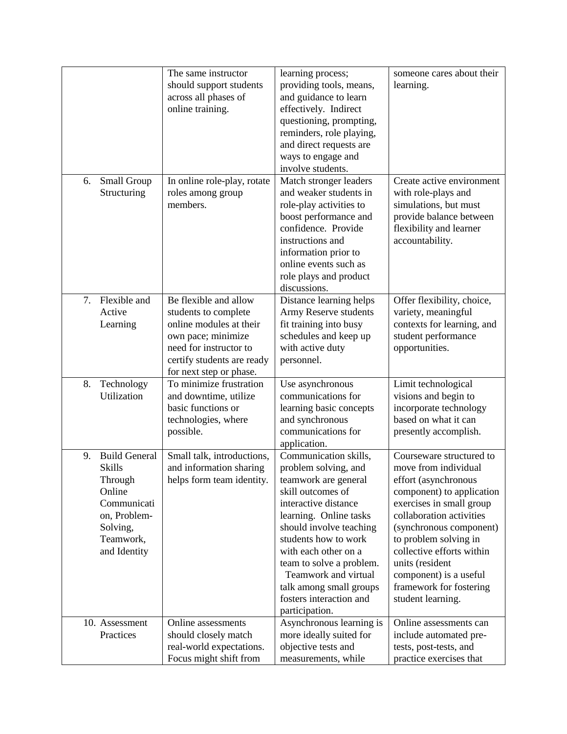| | | | |
|---|---|---|---|
| | The same instructor should support students across all phases of online training. | learning process; providing tools, means, and guidance to learn effectively. Indirect questioning, prompting, reminders, role playing, and direct requests are ways to engage and involve students. | someone cares about their learning. |
| 6. Small Group Structuring | In online role-play, rotate roles among group members. | Match stronger leaders and weaker students in role-play activities to boost performance and confidence. Provide instructions and information prior to online events such as role plays and product discussions. | Create active environment with role-plays and simulations, but must provide balance between flexibility and learner accountability. |
| 7. Flexible and Active Learning | Be flexible and allow students to complete online modules at their own pace; minimize need for instructor to certify students are ready for next step or phase. | Distance learning helps Army Reserve students fit training into busy schedules and keep up with active duty personnel. | Offer flexibility, choice, variety, meaningful contexts for learning, and student performance opportunities. |
| 8. Technology Utilization | To minimize frustration and downtime, utilize basic functions or technologies, where possible. | Use asynchronous communications for learning basic concepts and synchronous communications for application. | Limit technological visions and begin to incorporate technology based on what it can presently accomplish. |
| 9. Build General Skills Through Online Communication, Problem-Solving, Teamwork, and Identity | Small talk, introductions, and information sharing helps form team identity. | Communication skills, problem solving, and teamwork are general skill outcomes of interactive distance learning. Online tasks should involve teaching students how to work with each other on a team to solve a problem. Teamwork and virtual talk among small groups fosters interaction and participation. | Courseware structured to move from individual effort (asynchronous component) to application exercises in small group collaboration activities (synchronous component) to problem solving in collective efforts within units (resident component) is a useful framework for fostering student learning. |
| 10. Assessment Practices | Online assessments should closely match real-world expectations. Focus might shift from | Asynchronous learning is more ideally suited for objective tests and measurements, while | Online assessments can include automated pre-tests, post-tests, and practice exercises that |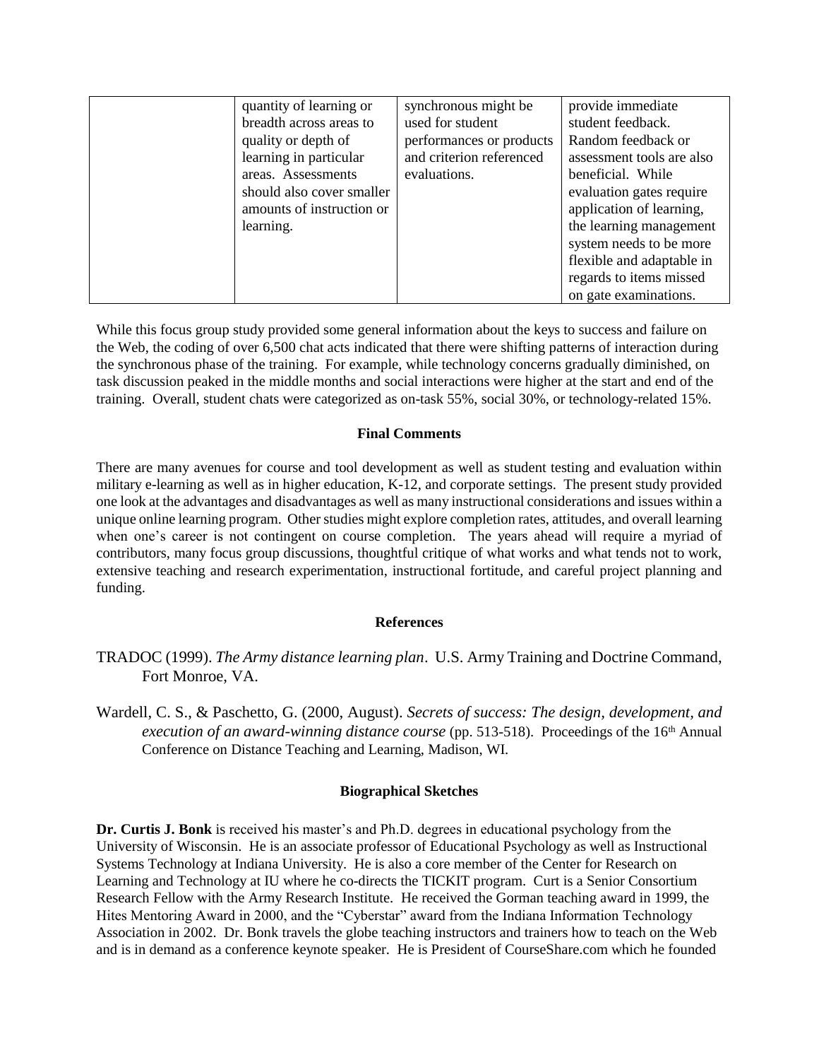|  | quantity of learning or breadth across areas to quality or depth of learning in particular areas. Assessments should also cover smaller amounts of instruction or learning. | synchronous might be used for student performances or products and criterion referenced evaluations. | provide immediate student feedback. Random feedback or assessment tools are also beneficial. While evaluation gates require application of learning, the learning management system needs to be more flexible and adaptable in regards to items missed on gate examinations. |
|---|---|---|---|

While this focus group study provided some general information about the keys to success and failure on the Web, the coding of over 6,500 chat acts indicated that there were shifting patterns of interaction during the synchronous phase of the training. For example, while technology concerns gradually diminished, on task discussion peaked in the middle months and social interactions were higher at the start and end of the training. Overall, student chats were categorized as on-task 55%, social 30%, or technology-related 15%.

## Final Comments

There are many avenues for course and tool development as well as student testing and evaluation within military e-learning as well as in higher education, K-12, and corporate settings. The present study provided one look at the advantages and disadvantages as well as many instructional considerations and issues within a unique online learning program. Other studies might explore completion rates, attitudes, and overall learning when one's career is not contingent on course completion. The years ahead will require a myriad of contributors, many focus group discussions, thoughtful critique of what works and what tends not to work, extensive teaching and research experimentation, instructional fortitude, and careful project planning and funding.

## References

TRADOC (1999). *The Army distance learning plan*. U.S. Army Training and Doctrine Command, Fort Monroe, VA.

Wardell, C. S., & Paschetto, G. (2000, August). *Secrets of success: The design, development, and execution of an award-winning distance course* (pp. 513-518). Proceedings of the 16th Annual Conference on Distance Teaching and Learning, Madison, WI.

## Biographical Sketches

**Dr. Curtis J. Bonk** is received his master's and Ph.D. degrees in educational psychology from the University of Wisconsin. He is an associate professor of Educational Psychology as well as Instructional Systems Technology at Indiana University. He is also a core member of the Center for Research on Learning and Technology at IU where he co-directs the TICKIT program. Curt is a Senior Consortium Research Fellow with the Army Research Institute. He received the Gorman teaching award in 1999, the Hites Mentoring Award in 2000, and the "Cyberstar" award from the Indiana Information Technology Association in 2002. Dr. Bonk travels the globe teaching instructors and trainers how to teach on the Web and is in demand as a conference keynote speaker. He is President of CourseShare.com which he founded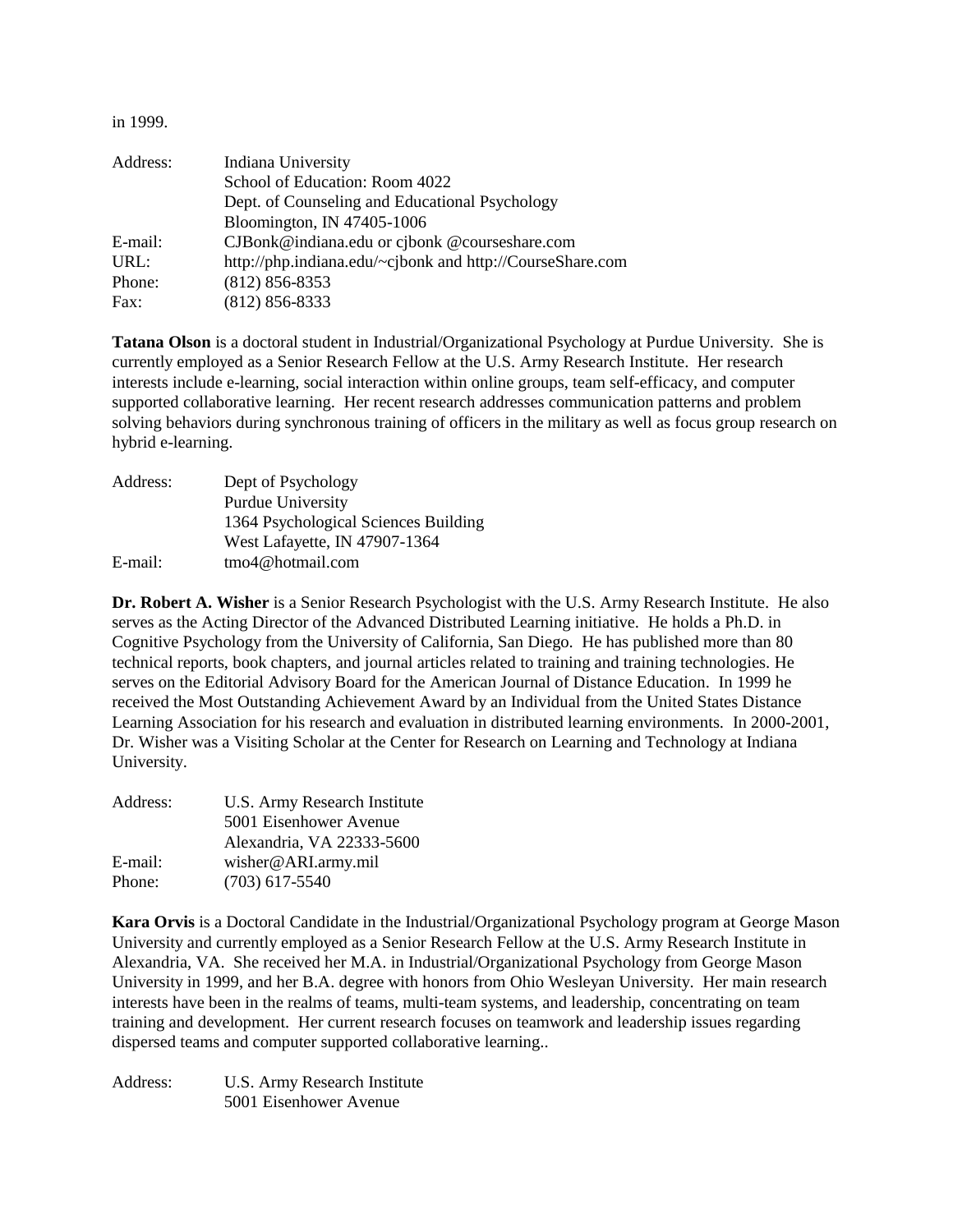in 1999.

| | |
|---|---|
| Address: | Indiana University |
| | School of Education: Room 4022 |
| | Dept. of Counseling and Educational Psychology |
| | Bloomington, IN 47405-1006 |
| E-mail: | CJBonk@indiana.edu or cjbonk @courseshare.com |
| URL: | http://php.indiana.edu/~cjbonk and http://CourseShare.com |
| Phone: | (812) 856-8353 |
| Fax: | (812) 856-8333 |

**Tatana Olson** is a doctoral student in Industrial/Organizational Psychology at Purdue University. She is currently employed as a Senior Research Fellow at the U.S. Army Research Institute. Her research interests include e-learning, social interaction within online groups, team self-efficacy, and computer supported collaborative learning. Her recent research addresses communication patterns and problem solving behaviors during synchronous training of officers in the military as well as focus group research on hybrid e-learning.

| | |
|---|---|
| Address: | Dept of Psychology |
| | Purdue University |
| | 1364 Psychological Sciences Building |
| | West Lafayette, IN 47907-1364 |
| E-mail: | tmo4@hotmail.com |

**Dr. Robert A. Wisher** is a Senior Research Psychologist with the U.S. Army Research Institute. He also serves as the Acting Director of the Advanced Distributed Learning initiative. He holds a Ph.D. in Cognitive Psychology from the University of California, San Diego. He has published more than 80 technical reports, book chapters, and journal articles related to training and training technologies. He serves on the Editorial Advisory Board for the American Journal of Distance Education. In 1999 he received the Most Outstanding Achievement Award by an Individual from the United States Distance Learning Association for his research and evaluation in distributed learning environments. In 2000-2001, Dr. Wisher was a Visiting Scholar at the Center for Research on Learning and Technology at Indiana University.

| | |
|---|---|
| Address: | U.S. Army Research Institute |
| | 5001 Eisenhower Avenue |
| | Alexandria, VA 22333-5600 |
| E-mail: | wisher@ARI.army.mil |
| Phone: | (703) 617-5540 |

**Kara Orvis** is a Doctoral Candidate in the Industrial/Organizational Psychology program at George Mason University and currently employed as a Senior Research Fellow at the U.S. Army Research Institute in Alexandria, VA. She received her M.A. in Industrial/Organizational Psychology from George Mason University in 1999, and her B.A. degree with honors from Ohio Wesleyan University. Her main research interests have been in the realms of teams, multi-team systems, and leadership, concentrating on team training and development. Her current research focuses on teamwork and leadership issues regarding dispersed teams and computer supported collaborative learning..

| | |
|---|---|
| Address: | U.S. Army Research Institute |
| | 5001 Eisenhower Avenue |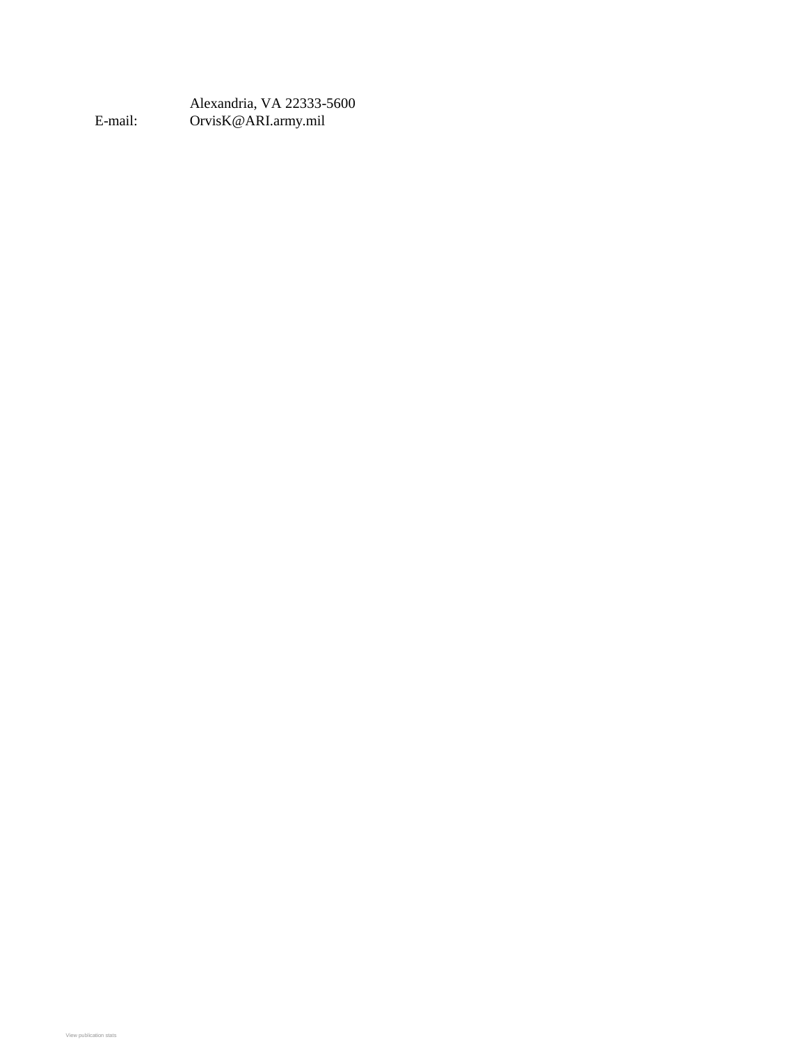Alexandria, VA 22333-5600
E-mail: OrvisK@ARI.army.mil